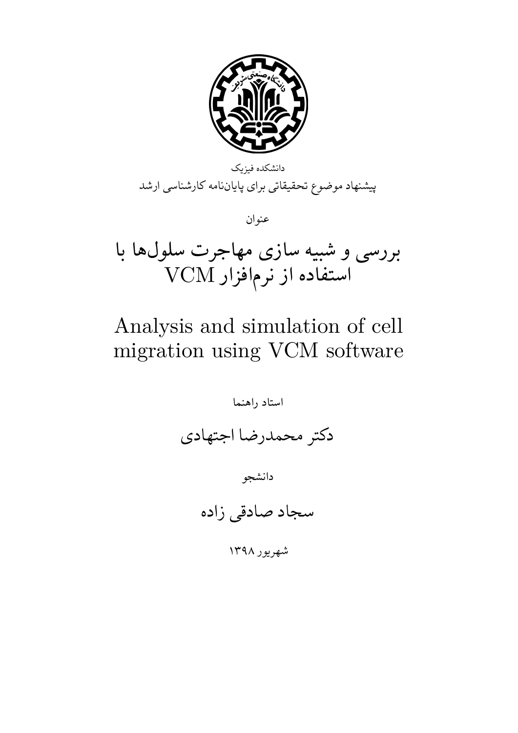دانشکده فیزیک

پیشنهاد موضوع تحقیقاتی برای پایان‌نامه کارشناسی ارشد

عنوان

# بررسی و شبیه سازی مهاجرت سلول‌ها با استفاده از نرم‌افزار VCM

# Analysis and simulation of cell migration using VCM software

استاد راهنما

## دکتر محمدرضا اجتهادی

دانشجو

## سجاد صادقی زاده

شهریور ۱۳۹۸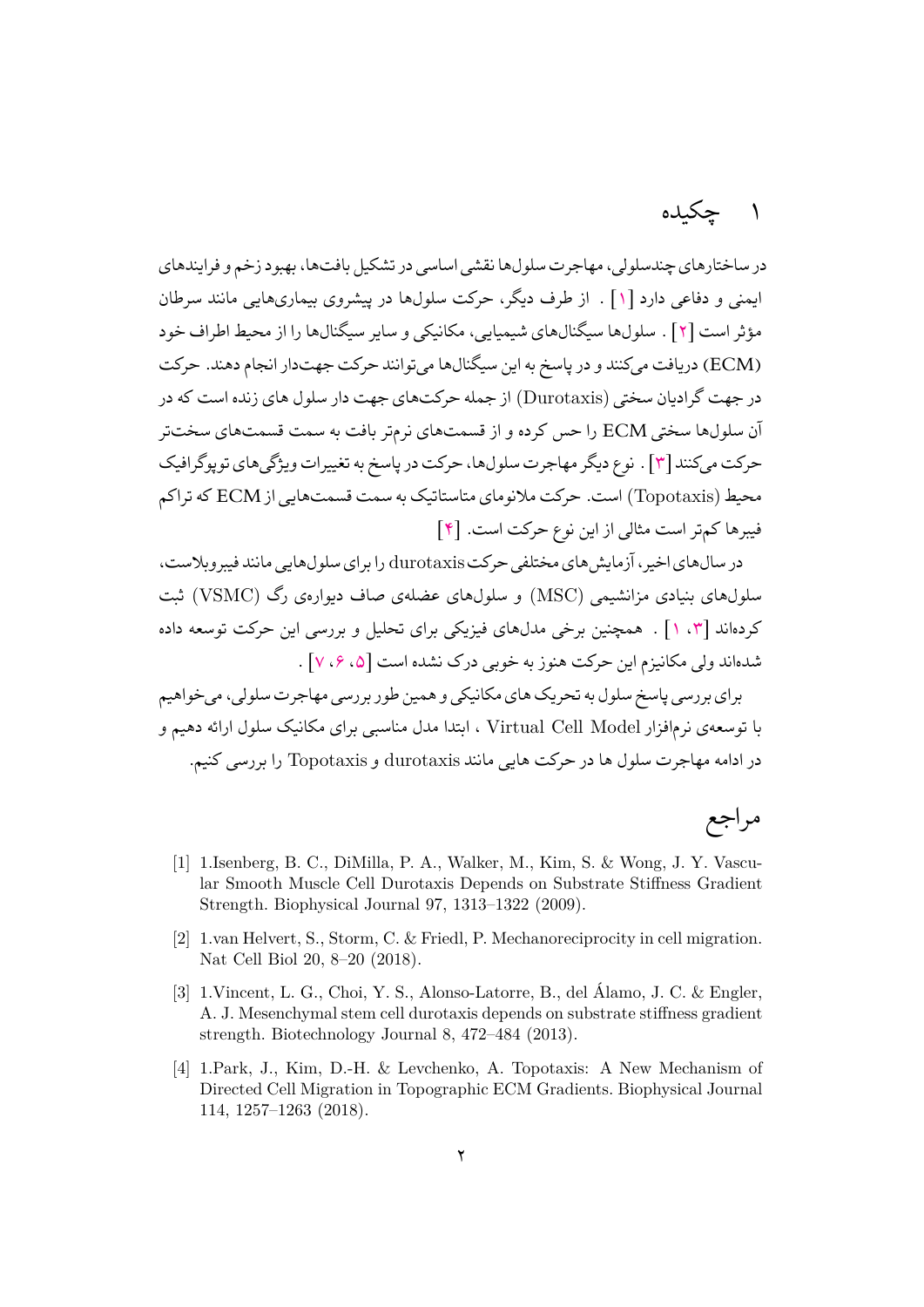# ۱ چکیده

در ساختارهای چندسلولی، مهاجرت سلول‌ها نقشی اساسی در تشکیل بافت‌ها، بهبود زخم و فرایندهای ایمنی و دفاعی دارد [۱] . از طرف دیگر، حرکت سلول‌ها در پیشروی بیماری‌هایی مانند سرطان مؤثر است [۲] . سلول‌ها سیگنال‌های شیمیایی، مکانیکی و سایر سیگنال‌ها را از محیط اطراف خود (ECM) دریافت می‌کنند و در پاسخ به این سیگنال‌ها می‌توانند حرکت جهت‌دار انجام دهند. حرکت در جهت گرادیان سختی (Durotaxis) از جمله حرکت‌های جهت دار سلول های زنده است که در آن سلول‌ها سختی ECM را حس کرده و از قسمت‌های نرم‌تر بافت به سمت قسمت‌های سخت‌تر حرکت می‌کنند [۳] . نوع دیگر مهاجرت سلول‌ها، حرکت در پاسخ به تغییرات ویژگی‌های توپوگرافیک محیط (Topotaxis) است. حرکت ملانومای متاستاتیک به سمت قسمت‌هایی از ECM که تراکم فیبرها کم‌تر است مثالی از این نوع حرکت است. [۴]

در سال‌های اخیر، آزمایش‌های مختلفی حرکت durotaxis را برای سلول‌هایی مانند فیبروبلاست، سلول‌های بنیادی مزانشیمی (MSC) و سلول‌های عضله‌ی صاف دیواره‌ی رگ (VSMC) ثبت کرده‌اند [۳، ۱] . همچنین برخی مدل‌های فیزیکی برای تحلیل و بررسی این حرکت توسعه داده شده‌اند ولی مکانیزم این حرکت هنوز به خوبی درک نشده است [۵، ۶، ۷] .

برای بررسی پاسخ سلول به تحریک های مکانیکی و همین طور بررسی مهاجرت سلولی، می‌خواهیم با توسعه‌ی نرم‌افزار Virtual Cell Model ، ابتدا مدل مناسبی برای مکانیک سلول ارائه دهیم و در ادامه مهاجرت سلول ها در حرکت هایی مانند durotaxis و Topotaxis را بررسی کنیم.

# مراجع

[1] 1.Isenberg, B. C., DiMilla, P. A., Walker, M., Kim, S. & Wong, J. Y. Vascular Smooth Muscle Cell Durotaxis Depends on Substrate Stiffness Gradient Strength. Biophysical Journal 97, 1313–1322 (2009).

[2] 1.van Helvert, S., Storm, C. & Friedl, P. Mechanoreciprocity in cell migration. Nat Cell Biol 20, 8–20 (2018).

[3] 1.Vincent, L. G., Choi, Y. S., Alonso-Latorre, B., del Álamo, J. C. & Engler, A. J. Mesenchymal stem cell durotaxis depends on substrate stiffness gradient strength. Biotechnology Journal 8, 472–484 (2013).

[4] 1.Park, J., Kim, D.-H. & Levchenko, A. Topotaxis: A New Mechanism of Directed Cell Migration in Topographic ECM Gradients. Biophysical Journal 114, 1257–1263 (2018).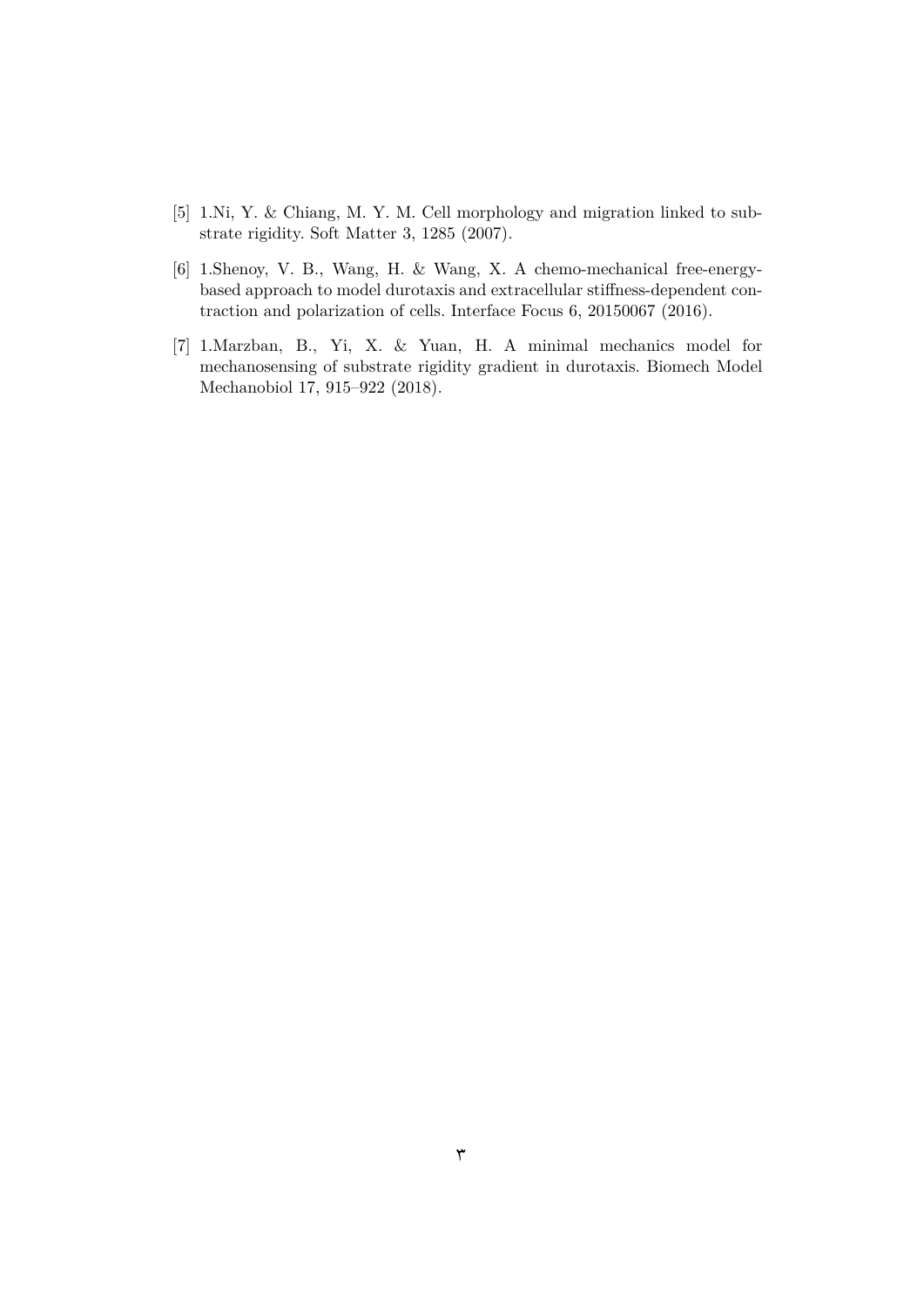[5] 1.Ni, Y. & Chiang, M. Y. M. Cell morphology and migration linked to substrate rigidity. Soft Matter 3, 1285 (2007).

[6] 1.Shenoy, V. B., Wang, H. & Wang, X. A chemo-mechanical free-energy-based approach to model durotaxis and extracellular stiffness-dependent contraction and polarization of cells. Interface Focus 6, 20150067 (2016).

[7] 1.Marzban, B., Yi, X. & Yuan, H. A minimal mechanics model for mechanosensing of substrate rigidity gradient in durotaxis. Biomech Model Mechanobiol 17, 915–922 (2018).